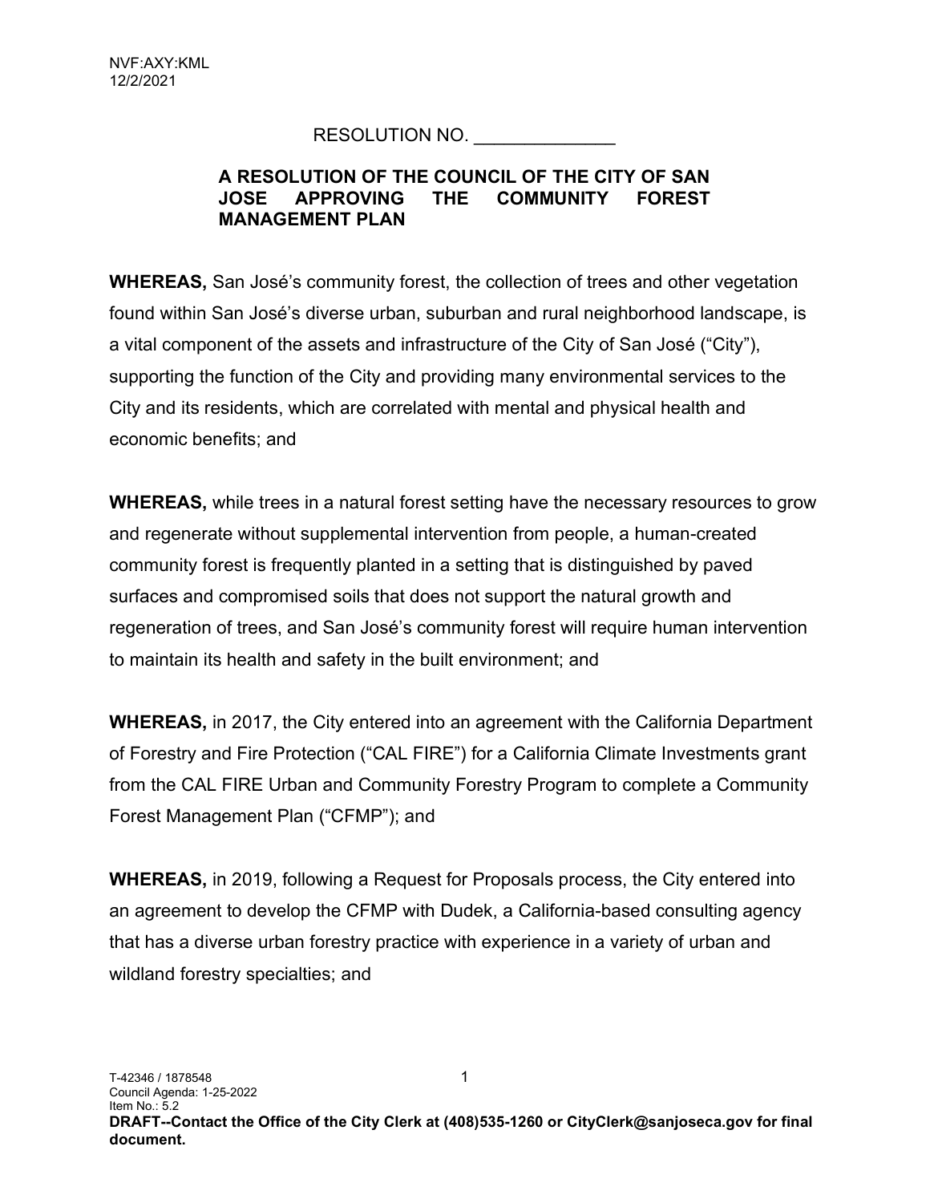NVF:AXY:KML
12/2/2021

RESOLUTION NO. ______________

**A RESOLUTION OF THE COUNCIL OF THE CITY OF SAN JOSE APPROVING THE COMMUNITY FOREST MANAGEMENT PLAN**

**WHEREAS,** San José's community forest, the collection of trees and other vegetation found within San José's diverse urban, suburban and rural neighborhood landscape, is a vital component of the assets and infrastructure of the City of San José ("City"), supporting the function of the City and providing many environmental services to the City and its residents, which are correlated with mental and physical health and economic benefits; and

**WHEREAS,** while trees in a natural forest setting have the necessary resources to grow and regenerate without supplemental intervention from people, a human-created community forest is frequently planted in a setting that is distinguished by paved surfaces and compromised soils that does not support the natural growth and regeneration of trees, and San José's community forest will require human intervention to maintain its health and safety in the built environment; and

**WHEREAS,** in 2017, the City entered into an agreement with the California Department of Forestry and Fire Protection ("CAL FIRE") for a California Climate Investments grant from the CAL FIRE Urban and Community Forestry Program to complete a Community Forest Management Plan ("CFMP"); and

**WHEREAS,** in 2019, following a Request for Proposals process, the City entered into an agreement to develop the CFMP with Dudek, a California-based consulting agency that has a diverse urban forestry practice with experience in a variety of urban and wildland forestry specialties; and

T-42346 / 1878548
Council Agenda: 1-25-2022
Item No.: 5.2
**DRAFT--Contact the Office of the City Clerk at (408)535-1260 or CityClerk@sanjoseca.gov for final document.**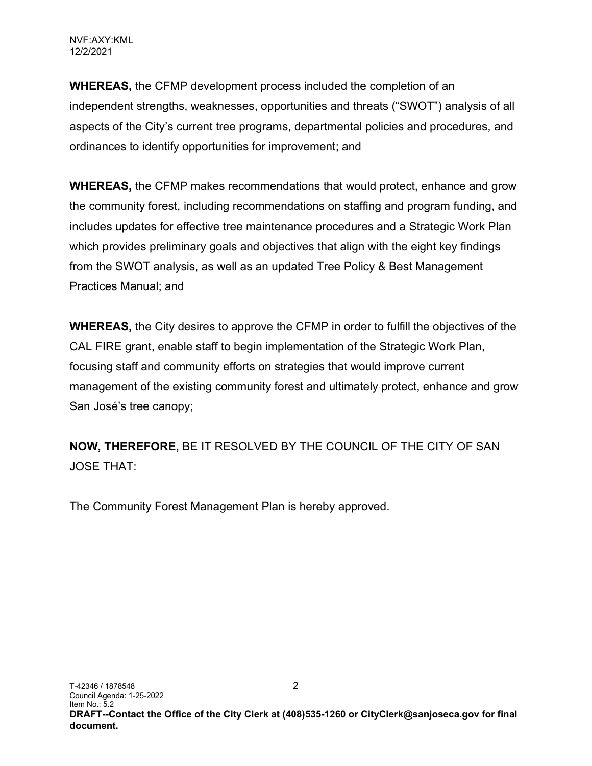**WHEREAS,** the CFMP development process included the completion of an independent strengths, weaknesses, opportunities and threats ("SWOT") analysis of all aspects of the City's current tree programs, departmental policies and procedures, and ordinances to identify opportunities for improvement; and

**WHEREAS,** the CFMP makes recommendations that would protect, enhance and grow the community forest, including recommendations on staffing and program funding, and includes updates for effective tree maintenance procedures and a Strategic Work Plan which provides preliminary goals and objectives that align with the eight key findings from the SWOT analysis, as well as an updated Tree Policy & Best Management Practices Manual; and

**WHEREAS,** the City desires to approve the CFMP in order to fulfill the objectives of the CAL FIRE grant, enable staff to begin implementation of the Strategic Work Plan, focusing staff and community efforts on strategies that would improve current management of the existing community forest and ultimately protect, enhance and grow San José's tree canopy;

**NOW, THEREFORE,** BE IT RESOLVED BY THE COUNCIL OF THE CITY OF SAN JOSE THAT:

The Community Forest Management Plan is hereby approved.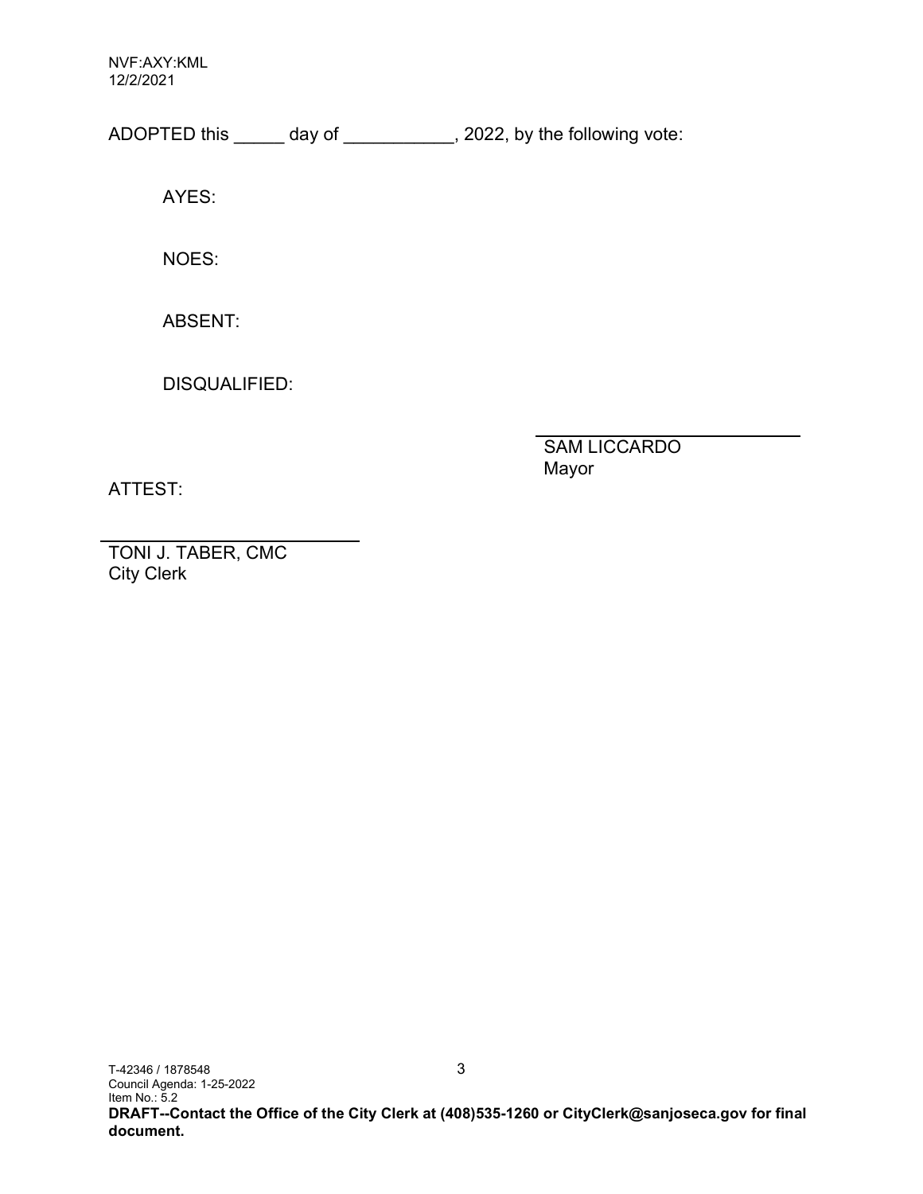NVF:AXY:KML
12/2/2021

ADOPTED this _____ day of ___________, 2022, by the following vote:

AYES:

NOES:

ABSENT:

DISQUALIFIED:

SAM LICCARDO
Mayor

ATTEST:

TONI J. TABER, CMC
City Clerk

T-42346 / 1878548
Council Agenda: 1-25-2022
Item No.: 5.2

**DRAFT--Contact the Office of the City Clerk at (408)535-1260 or CityClerk@sanjoseca.gov for final document.**